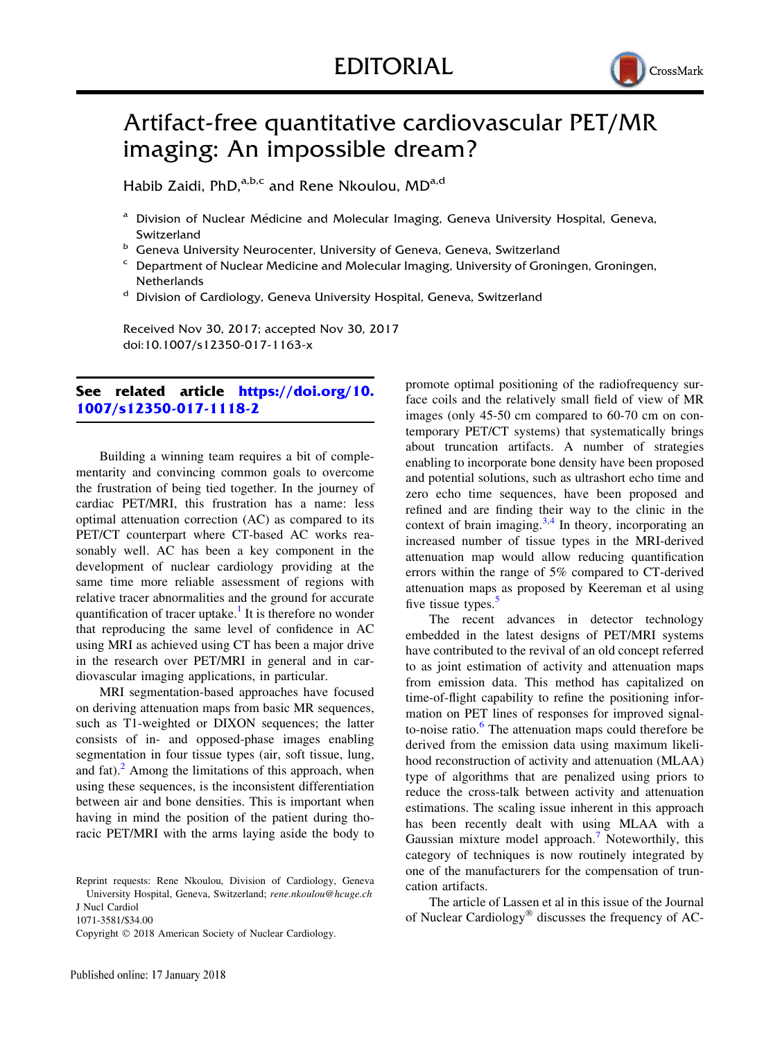EDITORIAL

# Artifact-free quantitative cardiovascular PET/MR imaging: An impossible dream?

Habib Zaidi, PhD,[a,b,c] and Rene Nkoulou, MD[a,d]

[a] Division of Nuclear Médicine and Molecular Imaging, Geneva University Hospital, Geneva, Switzerland

[b] Geneva University Neurocenter, University of Geneva, Geneva, Switzerland

[c] Department of Nuclear Medicine and Molecular Imaging, University of Groningen, Groningen, Netherlands

[d] Division of Cardiology, Geneva University Hospital, Geneva, Switzerland

Received Nov 30, 2017; accepted Nov 30, 2017

doi:10.1007/s12350-017-1163-x

**See related article https://doi.org/10.1007/s12350-017-1118-2**

Building a winning team requires a bit of complementarity and convincing common goals to overcome the frustration of being tied together. In the journey of cardiac PET/MRI, this frustration has a name: less optimal attenuation correction (AC) as compared to its PET/CT counterpart where CT-based AC works reasonably well. AC has been a key component in the development of nuclear cardiology providing at the same time more reliable assessment of regions with relative tracer abnormalities and the ground for accurate quantification of tracer uptake.[1] It is therefore no wonder that reproducing the same level of confidence in AC using MRI as achieved using CT has been a major drive in the research over PET/MRI in general and in cardiovascular imaging applications, in particular.

MRI segmentation-based approaches have focused on deriving attenuation maps from basic MR sequences, such as T1-weighted or DIXON sequences; the latter consists of in- and opposed-phase images enabling segmentation in four tissue types (air, soft tissue, lung, and fat).[2] Among the limitations of this approach, when using these sequences, is the inconsistent differentiation between air and bone densities. This is important when having in mind the position of the patient during thoracic PET/MRI with the arms laying aside the body to promote optimal positioning of the radiofrequency surface coils and the relatively small field of view of MR images (only 45-50 cm compared to 60-70 cm on contemporary PET/CT systems) that systematically brings about truncation artifacts. A number of strategies enabling to incorporate bone density have been proposed and potential solutions, such as ultrashort echo time and zero echo time sequences, have been proposed and refined and are finding their way to the clinic in the context of brain imaging.[3,4] In theory, incorporating an increased number of tissue types in the MRI-derived attenuation map would allow reducing quantification errors within the range of 5% compared to CT-derived attenuation maps as proposed by Keereman et al using five tissue types.[5]

The recent advances in detector technology embedded in the latest designs of PET/MRI systems have contributed to the revival of an old concept referred to as joint estimation of activity and attenuation maps from emission data. This method has capitalized on time-of-flight capability to refine the positioning information on PET lines of responses for improved signal-to-noise ratio.[6] The attenuation maps could therefore be derived from the emission data using maximum likelihood reconstruction of activity and attenuation (MLAA) type of algorithms that are penalized using priors to reduce the cross-talk between activity and attenuation estimations. The scaling issue inherent in this approach has been recently dealt with using MLAA with a Gaussian mixture model approach.[7] Noteworthily, this category of techniques is now routinely integrated by one of the manufacturers for the compensation of truncation artifacts.

The article of Lassen et al in this issue of the Journal of Nuclear Cardiology® discusses the frequency of AC-

Reprint requests: Rene Nkoulou, Division of Cardiology, Geneva University Hospital, Geneva, Switzerland; *rene.nkoulou@hcuge.ch*

J Nucl Cardiol

1071-3581/$34.00

Copyright © 2018 American Society of Nuclear Cardiology.

Published online: 17 January 2018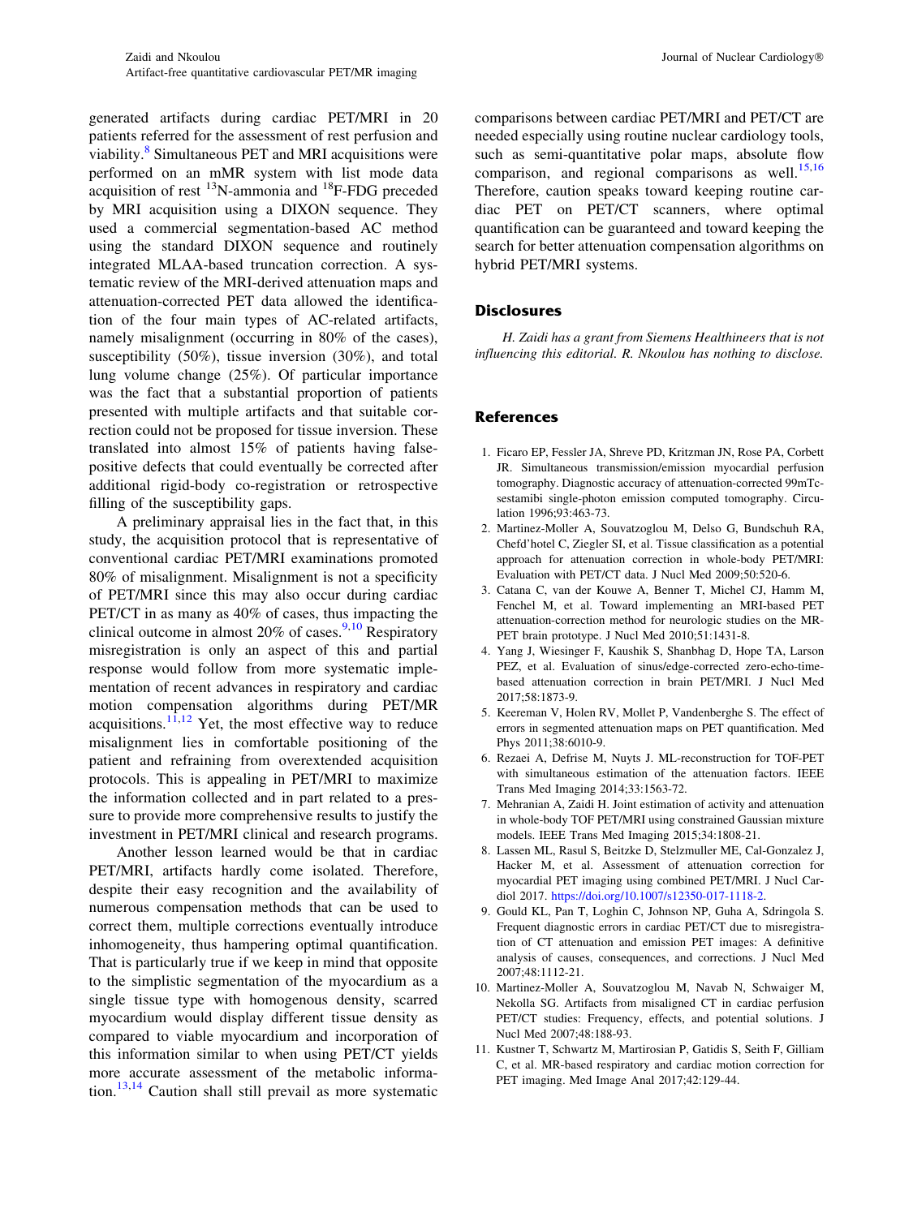generated artifacts during cardiac PET/MRI in 20 patients referred for the assessment of rest perfusion and viability.[8] Simultaneous PET and MRI acquisitions were performed on an mMR system with list mode data acquisition of rest $^{13}$N-ammonia and $^{18}$F-FDG preceded by MRI acquisition using a DIXON sequence. They used a commercial segmentation-based AC method using the standard DIXON sequence and routinely integrated MLAA-based truncation correction. A systematic review of the MRI-derived attenuation maps and attenuation-corrected PET data allowed the identification of the four main types of AC-related artifacts, namely misalignment (occurring in 80% of the cases), susceptibility (50%), tissue inversion (30%), and total lung volume change (25%). Of particular importance was the fact that a substantial proportion of patients presented with multiple artifacts and that suitable correction could not be proposed for tissue inversion. These translated into almost 15% of patients having false-positive defects that could eventually be corrected after additional rigid-body co-registration or retrospective filling of the susceptibility gaps.

A preliminary appraisal lies in the fact that, in this study, the acquisition protocol that is representative of conventional cardiac PET/MRI examinations promoted 80% of misalignment. Misalignment is not a specificity of PET/MRI since this may also occur during cardiac PET/CT in as many as 40% of cases, thus impacting the clinical outcome in almost 20% of cases.[9,10] Respiratory misregistration is only an aspect of this and partial response would follow from more systematic implementation of recent advances in respiratory and cardiac motion compensation algorithms during PET/MR acquisitions.[11,12] Yet, the most effective way to reduce misalignment lies in comfortable positioning of the patient and refraining from overextended acquisition protocols. This is appealing in PET/MRI to maximize the information collected and in part related to a pressure to provide more comprehensive results to justify the investment in PET/MRI clinical and research programs.

Another lesson learned would be that in cardiac PET/MRI, artifacts hardly come isolated. Therefore, despite their easy recognition and the availability of numerous compensation methods that can be used to correct them, multiple corrections eventually introduce inhomogeneity, thus hampering optimal quantification. That is particularly true if we keep in mind that opposite to the simplistic segmentation of the myocardium as a single tissue type with homogenous density, scarred myocardium would display different tissue density as compared to viable myocardium and incorporation of this information similar to when using PET/CT yields more accurate assessment of the metabolic information.[13,14] Caution shall still prevail as more systematic comparisons between cardiac PET/MRI and PET/CT are needed especially using routine nuclear cardiology tools, such as semi-quantitative polar maps, absolute flow comparison, and regional comparisons as well.[15,16] Therefore, caution speaks toward keeping routine cardiac PET on PET/CT scanners, where optimal quantification can be guaranteed and toward keeping the search for better attenuation compensation algorithms on hybrid PET/MRI systems.

## Disclosures

*H. Zaidi has a grant from Siemens Healthineers that is not influencing this editorial. R. Nkoulou has nothing to disclose.*

## References

1. Ficaro EP, Fessler JA, Shreve PD, Kritzman JN, Rose PA, Corbett JR. Simultaneous transmission/emission myocardial perfusion tomography. Diagnostic accuracy of attenuation-corrected 99mTc-sestamibi single-photon emission computed tomography. Circulation 1996;93:463-73.
2. Martinez-Moller A, Souvatzoglou M, Delso G, Bundschuh RA, Chefd'hotel C, Ziegler SI, et al. Tissue classification as a potential approach for attenuation correction in whole-body PET/MRI: Evaluation with PET/CT data. J Nucl Med 2009;50:520-6.
3. Catana C, van der Kouwe A, Benner T, Michel CJ, Hamm M, Fenchel M, et al. Toward implementing an MRI-based PET attenuation-correction method for neurologic studies on the MR-PET brain prototype. J Nucl Med 2010;51:1431-8.
4. Yang J, Wiesinger F, Kaushik S, Shanbhag D, Hope TA, Larson PEZ, et al. Evaluation of sinus/edge-corrected zero-echo-time-based attenuation correction in brain PET/MRI. J Nucl Med 2017;58:1873-9.
5. Keereman V, Holen RV, Mollet P, Vandenberghe S. The effect of errors in segmented attenuation maps on PET quantification. Med Phys 2011;38:6010-9.
6. Rezaei A, Defrise M, Nuyts J. ML-reconstruction for TOF-PET with simultaneous estimation of the attenuation factors. IEEE Trans Med Imaging 2014;33:1563-72.
7. Mehranian A, Zaidi H. Joint estimation of activity and attenuation in whole-body TOF PET/MRI using constrained Gaussian mixture models. IEEE Trans Med Imaging 2015;34:1808-21.
8. Lassen ML, Rasul S, Beitzke D, Stelzmuller ME, Cal-Gonzalez J, Hacker M, et al. Assessment of attenuation correction for myocardial PET imaging using combined PET/MRI. J Nucl Cardiol 2017. https://doi.org/10.1007/s12350-017-1118-2.
9. Gould KL, Pan T, Loghin C, Johnson NP, Guha A, Sdringola S. Frequent diagnostic errors in cardiac PET/CT due to misregistration of CT attenuation and emission PET images: A definitive analysis of causes, consequences, and corrections. J Nucl Med 2007;48:1112-21.
10. Martinez-Moller A, Souvatzoglou M, Navab N, Schwaiger M, Nekolla SG. Artifacts from misaligned CT in cardiac perfusion PET/CT studies: Frequency, effects, and potential solutions. J Nucl Med 2007;48:188-93.
11. Kustner T, Schwartz M, Martirosian P, Gatidis S, Seith F, Gilliam C, et al. MR-based respiratory and cardiac motion correction for PET imaging. Med Image Anal 2017;42:129-44.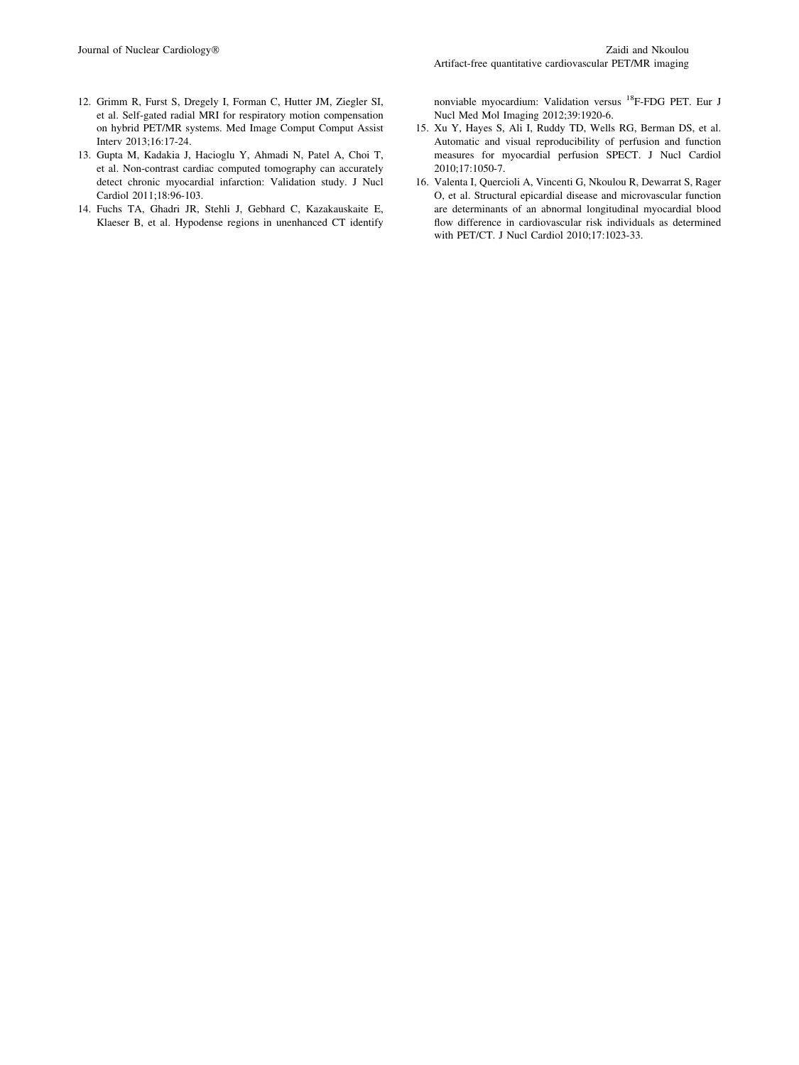12. Grimm R, Furst S, Dregely I, Forman C, Hutter JM, Ziegler SI, et al. Self-gated radial MRI for respiratory motion compensation on hybrid PET/MR systems. Med Image Comput Comput Assist Interv 2013;16:17-24.
13. Gupta M, Kadakia J, Hacioglu Y, Ahmadi N, Patel A, Choi T, et al. Non-contrast cardiac computed tomography can accurately detect chronic myocardial infarction: Validation study. J Nucl Cardiol 2011;18:96-103.
14. Fuchs TA, Ghadri JR, Stehli J, Gebhard C, Kazakauskaite E, Klaeser B, et al. Hypodense regions in unenhanced CT identify nonviable myocardium: Validation versus $^{18}$F-FDG PET. Eur J Nucl Med Mol Imaging 2012;39:1920-6.
15. Xu Y, Hayes S, Ali I, Ruddy TD, Wells RG, Berman DS, et al. Automatic and visual reproducibility of perfusion and function measures for myocardial perfusion SPECT. J Nucl Cardiol 2010;17:1050-7.
16. Valenta I, Quercioli A, Vincenti G, Nkoulou R, Dewarrat S, Rager O, et al. Structural epicardial disease and microvascular function are determinants of an abnormal longitudinal myocardial blood flow difference in cardiovascular risk individuals as determined with PET/CT. J Nucl Cardiol 2010;17:1023-33.